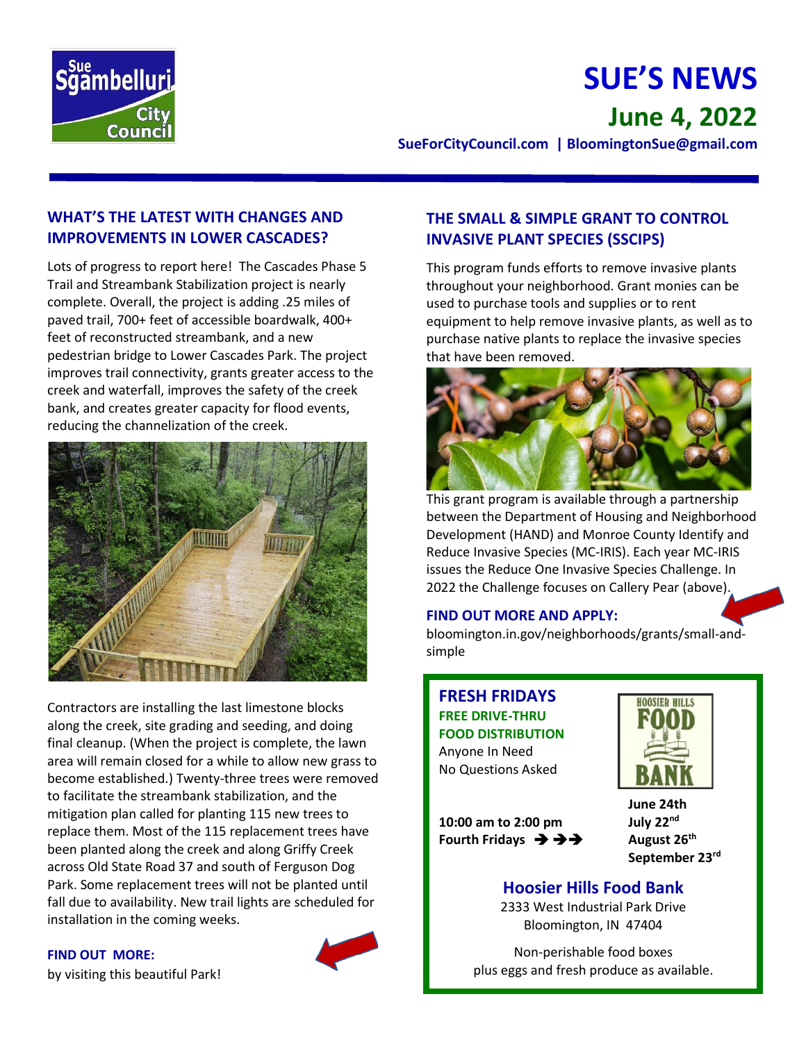# SUE'S NEWS

## June 4, 2022

**SueForCityCouncil.com | BloomingtonSue@gmail.com**

## WHAT'S THE LATEST WITH CHANGES AND IMPROVEMENTS IN LOWER CASCADES?

Lots of progress to report here! The Cascades Phase 5 Trail and Streambank Stabilization project is nearly complete. Overall, the project is adding .25 miles of paved trail, 700+ feet of accessible boardwalk, 400+ feet of reconstructed streambank, and a new pedestrian bridge to Lower Cascades Park. The project improves trail connectivity, grants greater access to the creek and waterfall, improves the safety of the creek bank, and creates greater capacity for flood events, reducing the channelization of the creek.

Contractors are installing the last limestone blocks along the creek, site grading and seeding, and doing final cleanup. (When the project is complete, the lawn area will remain closed for a while to allow new grass to become established.) Twenty-three trees were removed to facilitate the streambank stabilization, and the mitigation plan called for planting 115 new trees to replace them. Most of the 115 replacement trees have been planted along the creek and along Griffy Creek across Old State Road 37 and south of Ferguson Dog Park. Some replacement trees will not be planted until fall due to availability. New trail lights are scheduled for installation in the coming weeks.

**FIND OUT MORE:**
by visiting this beautiful Park!

## THE SMALL & SIMPLE GRANT TO CONTROL INVASIVE PLANT SPECIES (SSCIPS)

This program funds efforts to remove invasive plants throughout your neighborhood. Grant monies can be used to purchase tools and supplies or to rent equipment to help remove invasive plants, as well as to purchase native plants to replace the invasive species that have been removed.

This grant program is available through a partnership between the Department of Housing and Neighborhood Development (HAND) and Monroe County Identify and Reduce Invasive Species (MC-IRIS). Each year MC-IRIS issues the Reduce One Invasive Species Challenge. In 2022 the Challenge focuses on Callery Pear (above).

**FIND OUT MORE AND APPLY:**
bloomington.in.gov/neighborhoods/grants/small-and-simple

## FRESH FRIDAYS

**FREE DRIVE-THRU FOOD DISTRIBUTION**

Anyone In Need
No Questions Asked

HOOSIER HILLS FOOD BANK

**10:00 am to 2:00 pm**
**Fourth Fridays ➔➔➔**

**June 24th**
**July 22nd**
**August 26th**
**September 23rd**

### Hoosier Hills Food Bank

2333 West Industrial Park Drive
Bloomington, IN 47404

Non-perishable food boxes
plus eggs and fresh produce as available.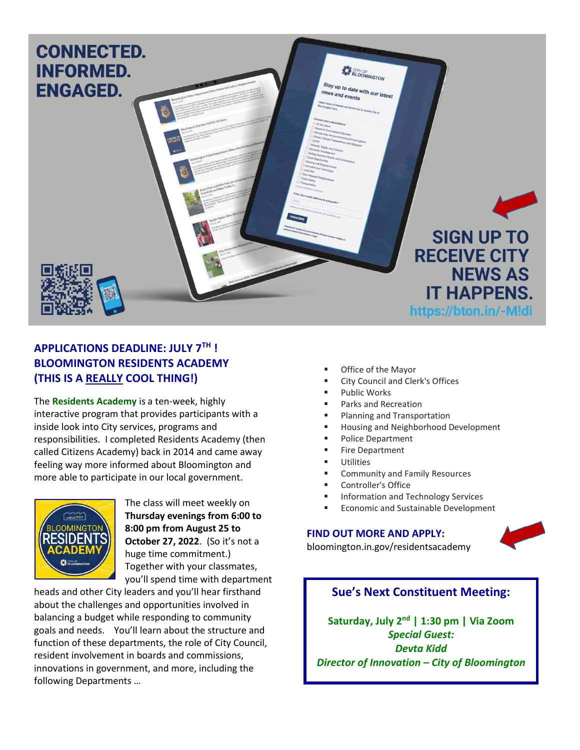CONNECTED.
INFORMED.
ENGAGED.

SIGN UP TO RECEIVE CITY NEWS AS IT HAPPENS.
https://bton.in/-M!di

### APPLICATIONS DEADLINE: JULY 7TH !
### BLOOMINGTON RESIDENTS ACADEMY
### (THIS IS A REALLY COOL THING!)

The **Residents Academy** is a ten-week, highly interactive program that provides participants with a inside look into City services, programs and responsibilities. I completed Residents Academy (then called Citizens Academy) back in 2014 and came away feeling way more informed about Bloomington and more able to participate in our local government.

The class will meet weekly on **Thursday evenings from 6:00 to 8:00 pm from August 25 to October 27, 2022**. (So it's not a huge time commitment.) Together with your classmates, you'll spend time with department heads and other City leaders and you'll hear firsthand about the challenges and opportunities involved in balancing a budget while responding to community goals and needs. You'll learn about the structure and function of these departments, the role of City Council, resident involvement in boards and commissions, innovations in government, and more, including the following Departments …

- Office of the Mayor
- City Council and Clerk's Offices
- Public Works
- Parks and Recreation
- Planning and Transportation
- Housing and Neighborhood Development
- Police Department
- Fire Department
- Utilities
- Community and Family Resources
- Controller's Office
- Information and Technology Services
- Economic and Sustainable Development

**FIND OUT MORE AND APPLY:**
bloomington.in.gov/residentsacademy

### Sue's Next Constituent Meeting:

**Saturday, July 2nd | 1:30 pm | Via Zoom**
***Special Guest:***
***Devta Kidd***
***Director of Innovation – City of Bloomington***